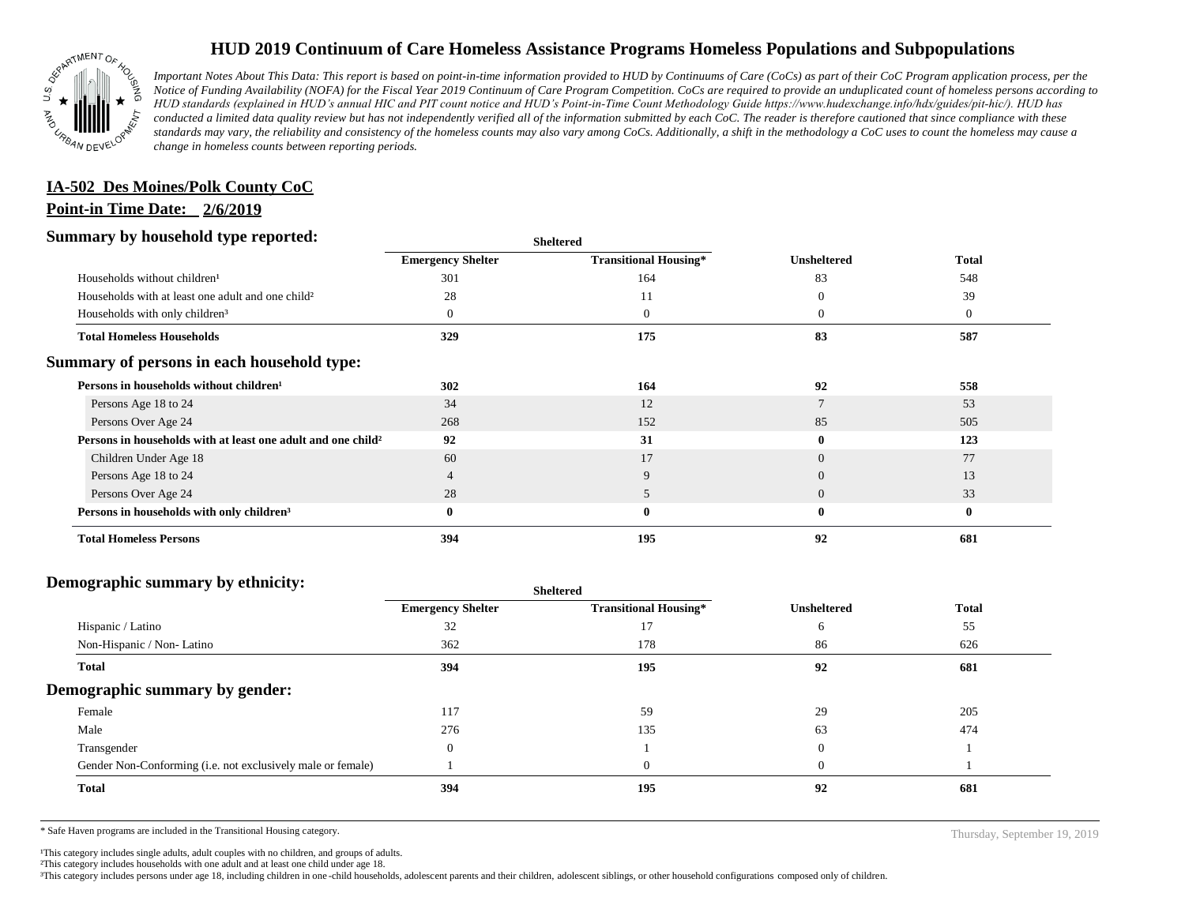# HUD 2019 Continuum of Care Homeless Assistance Programs Homeless Populations and Subpopulations

*Important Notes About This Data: This report is based on point-in-time information provided to HUD by Continuums of Care (CoCs) as part of their CoC Program application process, per the Notice of Funding Availability (NOFA) for the Fiscal Year 2019 Continuum of Care Program Competition. CoCs are required to provide an unduplicated count of homeless persons according to HUD standards (explained in HUD's annual HIC and PIT count notice and HUD's Point-in-Time Count Methodology Guide https://www.hudexchange.info/hdx/guides/pit-hic/). HUD has conducted a limited data quality review but has not independently verified all of the information submitted by each CoC. The reader is therefore cautioned that since compliance with these standards may vary, the reliability and consistency of the homeless counts may also vary among CoCs. Additionally, a shift in the methodology a CoC uses to count the homeless may cause a change in homeless counts between reporting periods.*

## IA-502 Des Moines/Polk County CoC

**Point-in Time Date: 2/6/2019**

### Summary by household type reported:

| | Sheltered | | | |
|---|---|---|---|---|
| | **Emergency Shelter** | **Transitional Housing*** | **Unsheltered** | **Total** |
| Households without children[1] | 301 | 164 | 83 | 548 |
| Households with at least one adult and one child[2] | 28 | 11 | 0 | 39 |
| Households with only children[3] | 0 | 0 | 0 | 0 |
| **Total Homeless Households** | **329** | **175** | **83** | **587** |

### Summary of persons in each household type:

| | Emergency Shelter | Transitional Housing* | Unsheltered | Total |
|---|---|---|---|---|
| **Persons in households without children[1]** | **302** | **164** | **92** | **558** |
| Persons Age 18 to 24 | 34 | 12 | 7 | 53 |
| Persons Over Age 24 | 268 | 152 | 85 | 505 |
| **Persons in households with at least one adult and one child[2]** | **92** | **31** | **0** | **123** |
| Children Under Age 18 | 60 | 17 | 0 | 77 |
| Persons Age 18 to 24 | 4 | 9 | 0 | 13 |
| Persons Over Age 24 | 28 | 5 | 0 | 33 |
| **Persons in households with only children[3]** | **0** | **0** | **0** | **0** |
| **Total Homeless Persons** | **394** | **195** | **92** | **681** |

### Demographic summary by ethnicity:

| | Sheltered | | | |
|---|---|---|---|---|
| | **Emergency Shelter** | **Transitional Housing*** | **Unsheltered** | **Total** |
| Hispanic / Latino | 32 | 17 | 6 | 55 |
| Non-Hispanic / Non- Latino | 362 | 178 | 86 | 626 |
| **Total** | **394** | **195** | **92** | **681** |

### Demographic summary by gender:

| | Emergency Shelter | Transitional Housing* | Unsheltered | Total |
|---|---|---|---|---|
| Female | 117 | 59 | 29 | 205 |
| Male | 276 | 135 | 63 | 474 |
| Transgender | 0 | 1 | 0 | 1 |
| Gender Non-Conforming (i.e. not exclusively male or female) | 1 | 0 | 0 | 1 |
| **Total** | **394** | **195** | **92** | **681** |

\* Safe Haven programs are included in the Transitional Housing category.

Thursday, September 19, 2019

[1]This category includes single adults, adult couples with no children, and groups of adults.
[2]This category includes households with one adult and at least one child under age 18.
[3]This category includes persons under age 18, including children in one-child households, adolescent parents and their children, adolescent siblings, or other household configurations composed only of children.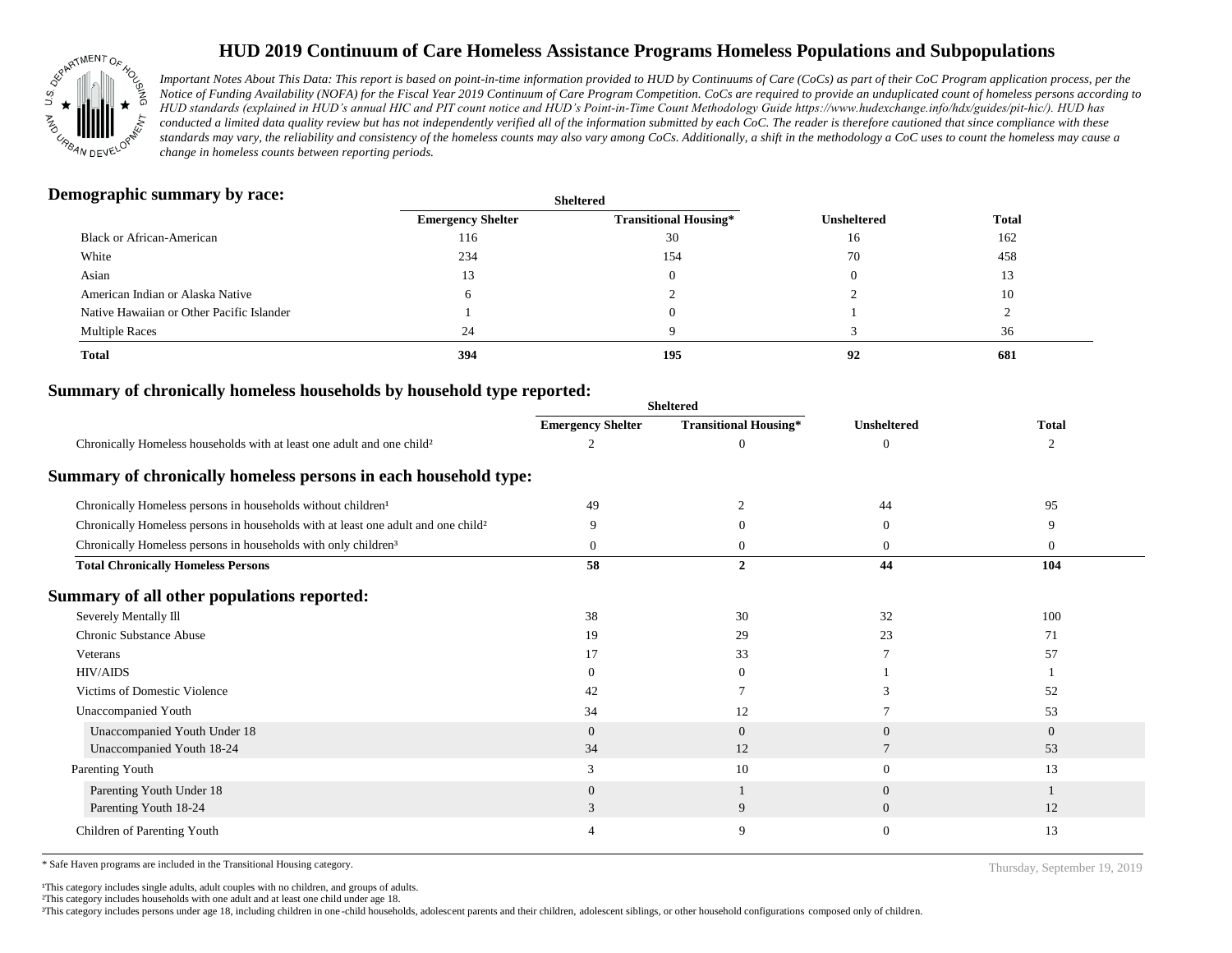# HUD 2019 Continuum of Care Homeless Assistance Programs Homeless Populations and Subpopulations

*Important Notes About This Data: This report is based on point-in-time information provided to HUD by Continuums of Care (CoCs) as part of their CoC Program application process, per the Notice of Funding Availability (NOFA) for the Fiscal Year 2019 Continuum of Care Program Competition. CoCs are required to provide an unduplicated count of homeless persons according to HUD standards (explained in HUD's annual HIC and PIT count notice and HUD's Point-in-Time Count Methodology Guide https://www.hudexchange.info/hdx/guides/pit-hic/). HUD has conducted a limited data quality review but has not independently verified all of the information submitted by each CoC. The reader is therefore cautioned that since compliance with these standards may vary, the reliability and consistency of the homeless counts may also vary among CoCs. Additionally, a shift in the methodology a CoC uses to count the homeless may cause a change in homeless counts between reporting periods.*

## Demographic summary by race:

| | Sheltered | | | |
|---|---|---|---|---|
| | **Emergency Shelter** | **Transitional Housing*** | **Unsheltered** | **Total** |
| Black or African-American | 116 | 30 | 16 | 162 |
| White | 234 | 154 | 70 | 458 |
| Asian | 13 | 0 | 0 | 13 |
| American Indian or Alaska Native | 6 | 2 | 2 | 10 |
| Native Hawaiian or Other Pacific Islander | 1 | 0 | 1 | 2 |
| Multiple Races | 24 | 9 | 3 | 36 |
| **Total** | **394** | **195** | **92** | **681** |

## Summary of chronically homeless households by household type reported:

| | Sheltered | | | |
|---|---|---|---|---|
| | **Emergency Shelter** | **Transitional Housing*** | **Unsheltered** | **Total** |
| Chronically Homeless households with at least one adult and one child² | 2 | 0 | 0 | 2 |

## Summary of chronically homeless persons in each household type:

| | Emergency Shelter | Transitional Housing* | Unsheltered | Total |
|---|---|---|---|---|
| Chronically Homeless persons in households without children¹ | 49 | 2 | 44 | 95 |
| Chronically Homeless persons in households with at least one adult and one child² | 9 | 0 | 0 | 9 |
| Chronically Homeless persons in households with only children³ | 0 | 0 | 0 | 0 |
| **Total Chronically Homeless Persons** | **58** | **2** | **44** | **104** |

## Summary of all other populations reported:

| | Emergency Shelter | Transitional Housing* | Unsheltered | Total |
|---|---|---|---|---|
| Severely Mentally Ill | 38 | 30 | 32 | 100 |
| Chronic Substance Abuse | 19 | 29 | 23 | 71 |
| Veterans | 17 | 33 | 7 | 57 |
| HIV/AIDS | 0 | 0 | 1 | 1 |
| Victims of Domestic Violence | 42 | 7 | 3 | 52 |
| Unaccompanied Youth | 34 | 12 | 7 | 53 |
| Unaccompanied Youth Under 18 | 0 | 0 | 0 | 0 |
| Unaccompanied Youth 18-24 | 34 | 12 | 7 | 53 |
| Parenting Youth | 3 | 10 | 0 | 13 |
| Parenting Youth Under 18 | 0 | 1 | 0 | 1 |
| Parenting Youth 18-24 | 3 | 9 | 0 | 12 |
| Children of Parenting Youth | 4 | 9 | 0 | 13 |

* Safe Haven programs are included in the Transitional Housing category.

Thursday, September 19, 2019

¹This category includes single adults, adult couples with no children, and groups of adults.
²This category includes households with one adult and at least one child under age 18.
³This category includes persons under age 18, including children in one-child households, adolescent parents and their children, adolescent siblings, or other household configurations composed only of children.